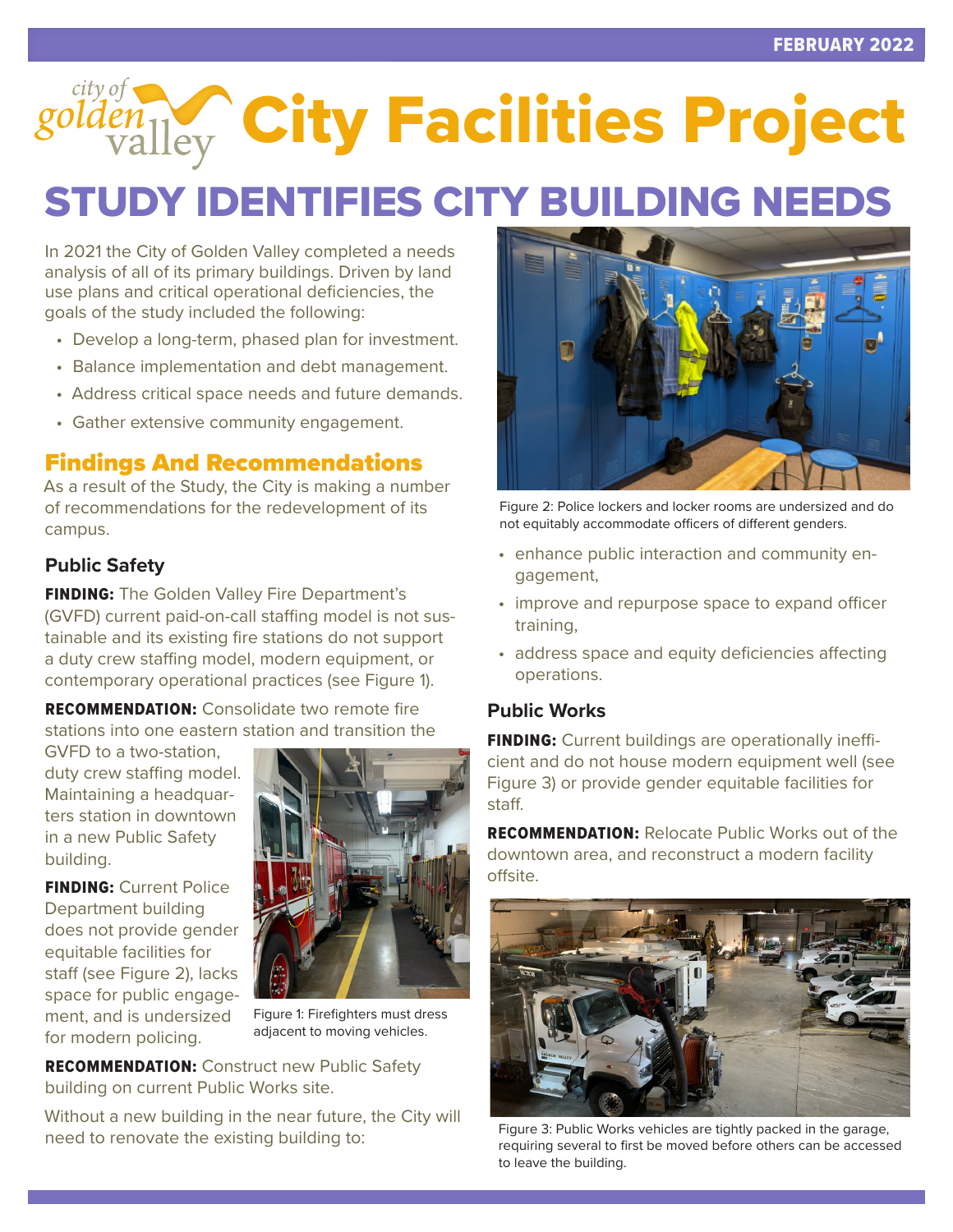FEBRUARY 2022

# City Facilities Project

# STUDY IDENTIFIES CITY BUILDING NEEDS

In 2021 the City of Golden Valley completed a needs analysis of all of its primary buildings. Driven by land use plans and critical operational deficiencies, the goals of the study included the following:

- Develop a long-term, phased plan for investment.
- Balance implementation and debt management.
- Address critical space needs and future demands.
- Gather extensive community engagement.

## Findings And Recommendations

As a result of the Study, the City is making a number of recommendations for the redevelopment of its campus.

### Public Safety

**FINDING:** The Golden Valley Fire Department's (GVFD) current paid-on-call staffing model is not sustainable and its existing fire stations do not support a duty crew staffing model, modern equipment, or contemporary operational practices (see Figure 1).

**RECOMMENDATION:** Consolidate two remote fire stations into one eastern station and transition the GVFD to a two-station, duty crew staffing model. Maintaining a headquarters station in downtown in a new Public Safety building.

**FINDING:** Current Police Department building does not provide gender equitable facilities for staff (see Figure 2), lacks space for public engagement, and is undersized for modern policing.

Figure 1: Firefighters must dress adjacent to moving vehicles.

**RECOMMENDATION:** Construct new Public Safety building on current Public Works site.

Without a new building in the near future, the City will need to renovate the existing building to:

Figure 2: Police lockers and locker rooms are undersized and do not equitably accommodate officers of different genders.

- enhance public interaction and community engagement,
- improve and repurpose space to expand officer training,
- address space and equity deficiencies affecting operations.

### Public Works

**FINDING:** Current buildings are operationally inefficient and do not house modern equipment well (see Figure 3) or provide gender equitable facilities for staff.

**RECOMMENDATION:** Relocate Public Works out of the downtown area, and reconstruct a modern facility offsite.

Figure 3: Public Works vehicles are tightly packed in the garage, requiring several to first be moved before others can be accessed to leave the building.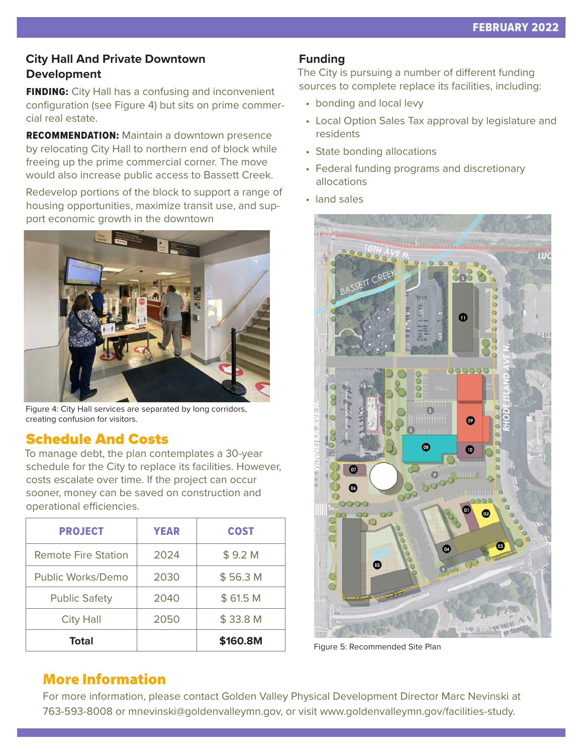## City Hall And Private Downtown Development

**FINDING:** City Hall has a confusing and inconvenient configuration (see Figure 4) but sits on prime commercial real estate.

**RECOMMENDATION:** Maintain a downtown presence by relocating City Hall to northern end of block while freeing up the prime commercial corner. The move would also increase public access to Bassett Creek.

Redevelop portions of the block to support a range of housing opportunities, maximize transit use, and support economic growth in the downtown

Figure 4: City Hall services are separated by long corridors, creating confusion for visitors.

## Schedule And Costs

To manage debt, the plan contemplates a 30-year schedule for the City to replace its facilities. However, costs escalate over time. If the project can occur sooner, money can be saved on construction and operational efficiencies.

| PROJECT | YEAR | COST |
|---|---|---|
| Remote Fire Station | 2024 | $ 9.2 M |
| Public Works/Demo | 2030 | $ 56.3 M |
| Public Safety | 2040 | $ 61.5 M |
| City Hall | 2050 | $ 33.8 M |
| **Total** | | **$160.8M** |

## Funding

The City is pursuing a number of different funding sources to complete replace its facilities, including:

- bonding and local levy
- Local Option Sales Tax approval by legislature and residents
- State bonding allocations
- Federal funding programs and discretionary allocations
- land sales

Figure 5: Recommended Site Plan

## More Information

For more information, please contact Golden Valley Physical Development Director Marc Nevinski at 763-593-8008 or mnevinski@goldenvalleymn.gov, or visit www.goldenvalleymn.gov/facilities-study.